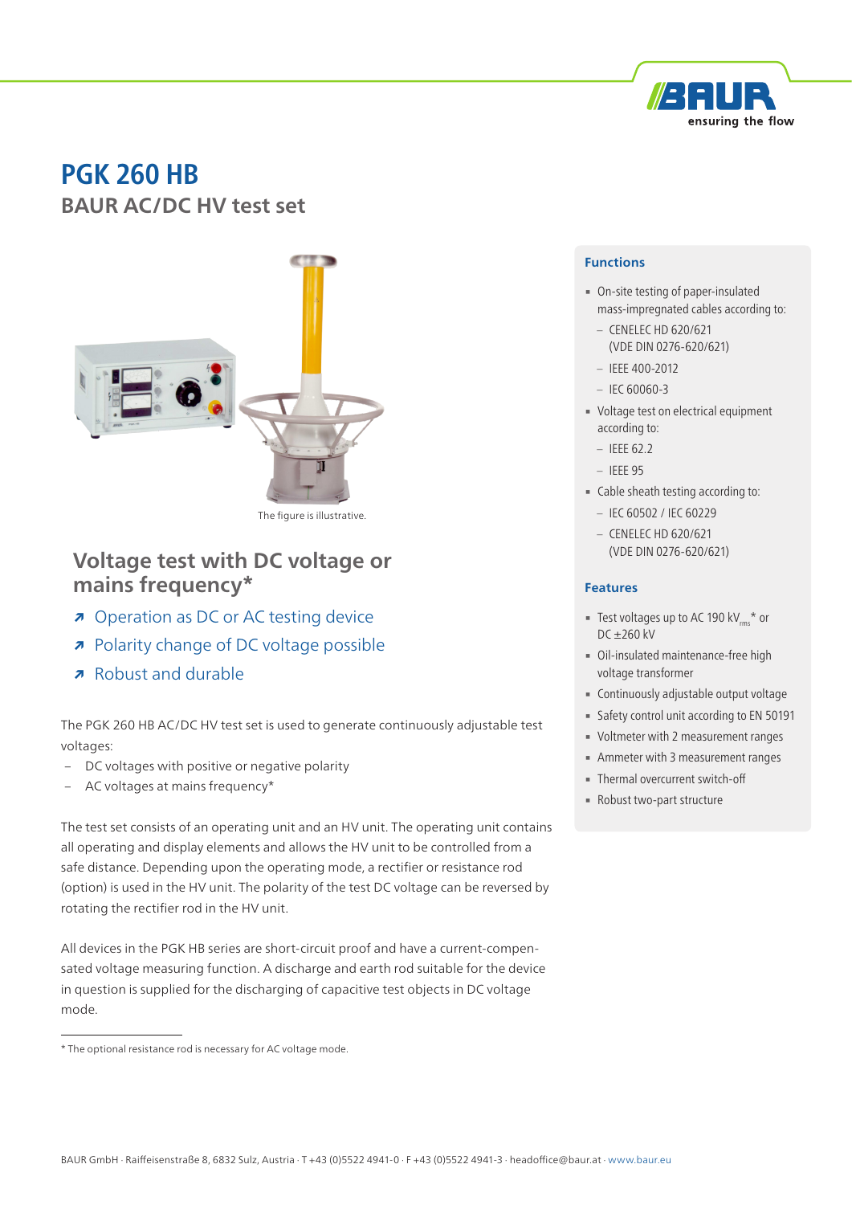# PGK 260 HB

## BAUR AC/DC HV test set

The figure is illustrative.

## Voltage test with DC voltage or mains frequency*

- Operation as DC or AC testing device
- Polarity change of DC voltage possible
- Robust and durable

The PGK 260 HB AC/DC HV test set is used to generate continuously adjustable test voltages:

- DC voltages with positive or negative polarity
- AC voltages at mains frequency*

The test set consists of an operating unit and an HV unit. The operating unit contains all operating and display elements and allows the HV unit to be controlled from a safe distance. Depending upon the operating mode, a rectifier or resistance rod (option) is used in the HV unit. The polarity of the test DC voltage can be reversed by rotating the rectifier rod in the HV unit.

All devices in the PGK HB series are short-circuit proof and have a current-compensated voltage measuring function. A discharge and earth rod suitable for the device in question is supplied for the discharging of capacitive test objects in DC voltage mode.

\* The optional resistance rod is necessary for AC voltage mode.

### Functions

- On-site testing of paper-insulated mass-impregnated cables according to:
  - CENELEC HD 620/621 (VDE DIN 0276-620/621)
  - IEEE 400-2012
  - IEC 60060-3
- Voltage test on electrical equipment according to:
  - IEEE 62.2
  - IEEE 95
- Cable sheath testing according to:
  - IEC 60502 / IEC 60229
  - CENELEC HD 620/621 (VDE DIN 0276-620/621)

### Features

- Test voltages up to AC 190 $kV_{rms}$* or DC ±260 kV
- Oil-insulated maintenance-free high voltage transformer
- Continuously adjustable output voltage
- Safety control unit according to EN 50191
- Voltmeter with 2 measurement ranges
- Ammeter with 3 measurement ranges
- Thermal overcurrent switch-off
- Robust two-part structure

BAUR GmbH · Raiffeisenstraße 8, 6832 Sulz, Austria · T +43 (0)5522 4941-0 · F +43 (0)5522 4941-3 · headoffice@baur.at · www.baur.eu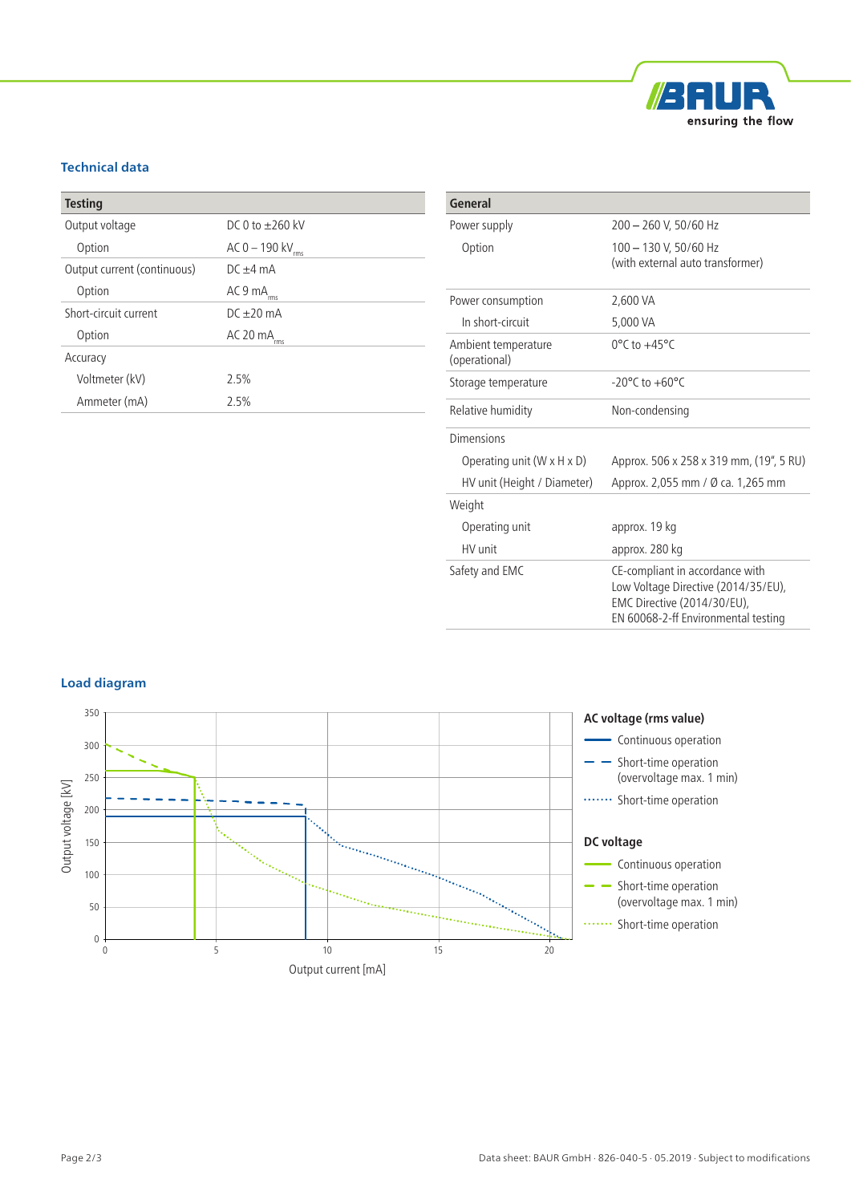## Technical data

| Testing | |
|---|---|
| Output voltage | DC 0 to ±260 kV |
| Option | AC 0 – 190 $kV_{rms}$ |
| Output current (continuous) | DC ±4 mA |
| Option | AC 9 $mA_{rms}$ |
| Short-circuit current | DC ±20 mA |
| Option | AC 20 $mA_{rms}$ |
| Accuracy | |
| Voltmeter (kV) | 2.5% |
| Ammeter (mA) | 2.5% |

| General | |
|---|---|
| Power supply | 200 – 260 V, 50/60 Hz |
| Option | 100 – 130 V, 50/60 Hz (with external auto transformer) |
| Power consumption | 2,600 VA |
| In short-circuit | 5,000 VA |
| Ambient temperature (operational) | 0°C to +45°C |
| Storage temperature | -20°C to +60°C |
| Relative humidity | Non-condensing |
| Dimensions | |
| Operating unit (W x H x D) | Approx. 506 x 258 x 319 mm, (19", 5 RU) |
| HV unit (Height / Diameter) | Approx. 2,055 mm / Ø ca. 1,265 mm |
| Weight | |
| Operating unit | approx. 19 kg |
| HV unit | approx. 280 kg |
| Safety and EMC | CE-compliant in accordance with Low Voltage Directive (2014/35/EU), EMC Directive (2014/30/EU), EN 60068-2-ff Environmental testing |

## Load diagram

Output voltage [kV] / Output current [mA]

**AC voltage (rms value)**
- Continuous operation
- Short-time operation (overvoltage max. 1 min)
- Short-time operation

**DC voltage**
- Continuous operation
- Short-time operation (overvoltage max. 1 min)
- Short-time operation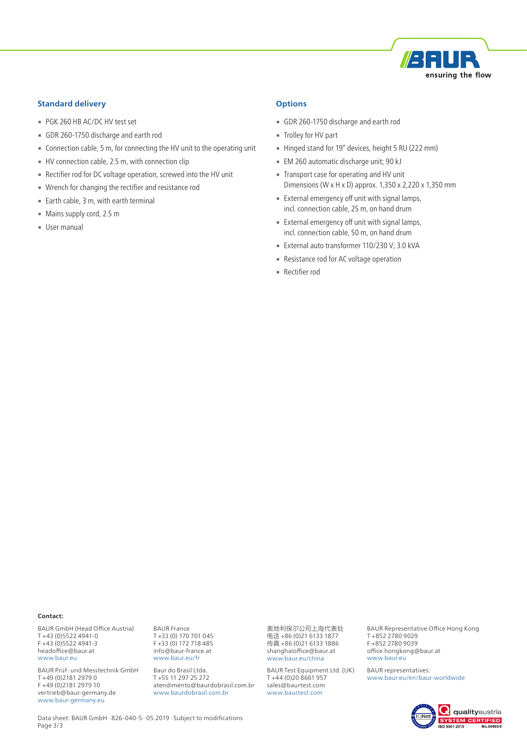## Standard delivery

- PGK 260 HB AC/DC HV test set
- GDR 260-1750 discharge and earth rod
- Connection cable, 5 m, for connecting the HV unit to the operating unit
- HV connection cable, 2.5 m, with connection clip
- Rectifier rod for DC voltage operation, screwed into the HV unit
- Wrench for changing the rectifier and resistance rod
- Earth cable, 3 m, with earth terminal
- Mains supply cord, 2.5 m
- User manual

## Options

- GDR 260-1750 discharge and earth rod
- Trolley for HV part
- Hinged stand for 19" devices, height 5 RU (222 mm)
- EM 260 automatic discharge unit; 90 kJ
- Transport case for operating and HV unit
  Dimensions (W x H x D) approx. 1,350 x 2,220 x 1,350 mm
- External emergency off unit with signal lamps, incl. connection cable, 25 m, on hand drum
- External emergency off unit with signal lamps, incl. connection cable, 50 m, on hand drum
- External auto transformer 110/230 V; 3.0 kVA
- Resistance rod for AC voltage operation
- Rectifier rod

**Contact:**

BAUR GmbH (Head Office Austria)
T +43 (0)5522 4941-0
F +43 (0)5522 4941-3
headoffice@baur.at
www.baur.eu

BAUR Prüf- und Messtechnik GmbH
T +49 (0)2181 2979 0
F +49 (0)2181 2979 10
vertrieb@baur-germany.de
www.baur-germany.eu

BAUR France
T +33 (0) 170 701 045
F +33 (0) 172 718 485
info@baur-france.at
www.baur.eu/fr

Baur do Brasil Ltda.
T +55 11 297 25 272
atendimento@baurdobrasil.com.br
www.baurdobrasil.com.br

奥地利保尔公司上海代表处
电话 +86 (0)21 6133 1877
传真 +86 (0)21 6133 1886
shanghaioffice@baur.at
www.baur.eu/china

BAUR Test Equipment Ltd. (UK)
T +44 (0)20 8661 957
sales@baurtest.com
www.baurtest.com

BAUR Representative Office Hong Kong
T +852 2780 9029
F +852 2780 9039
office.hongkong@baur.at
www.baur.eu

BAUR representatives:
www.baur.eu/en/baur-worldwide

Data sheet: BAUR GmbH · 826-040-5 · 05.2019 · Subject to modifications